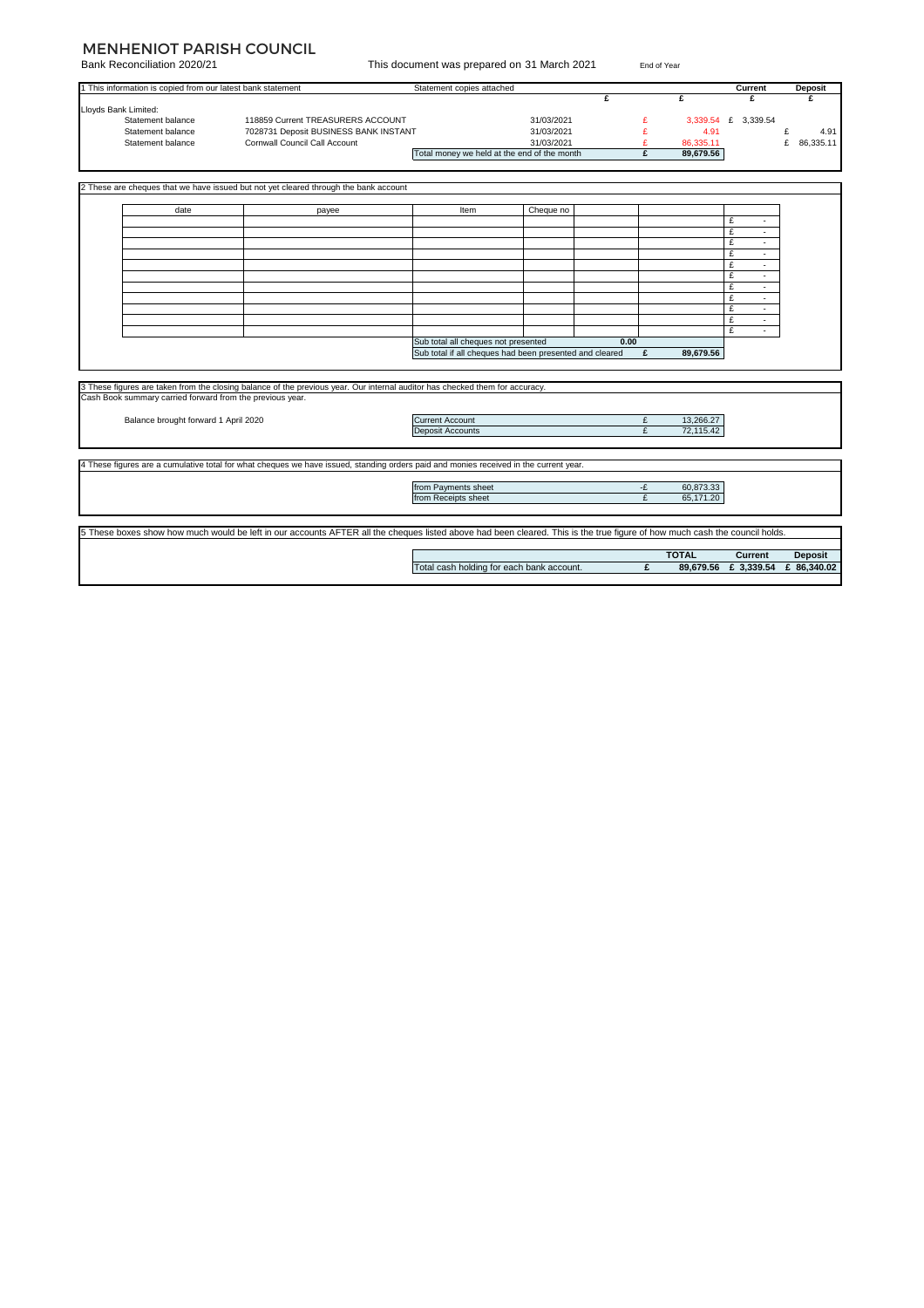# MENHENIOT PARISH COUNCIL

Bank Reconciliation 2020/21

This document was prepared on 31 March 2021 — End of Year

1 This information is copied from our latest bank statement — Statement copies attached

| | | | | £ | Current £ | Deposit £ |
|---|---|---|---|---|---|---|
| Lloyds Bank Limited: | | | | | | |
| Statement balance | 118859 Current TREASURERS ACCOUNT | 31/03/2021 | £ | 3,339.54 | £ 3,339.54 | |
| Statement balance | 7028731 Deposit BUSINESS BANK INSTANT | 31/03/2021 | £ | 4.91 | | £ 4.91 |
| Statement balance | Cornwall Council Call Account | 31/03/2021 | £ | 86,335.11 | | £ 86,335.11 |
| | Total money we held at the end of the month | | £ | 89,679.56 | | |

2 These are cheques that we have issued but not yet cleared through the bank account

| date | payee | Item | Cheque no | | | |
|---|---|---|---|---|---|---|
| | | | | | | £ - |
| | | | | | | £ - |
| | | | | | | £ - |
| | | | | | | £ - |
| | | | | | | £ - |
| | | | | | | £ - |
| | | | | | | £ - |
| | | | | | | £ - |
| | | | | | | £ - |
| | | | | | | £ - |
| | | | | | | £ - |
| | | Sub total all cheques not presented | | 0.00 | | |
| | | Sub total if all cheques had been presented and cleared | | £ | 89,679.56 | |

3 These figures are taken from the closing balance of the previous year. Our internal auditor has checked them for accuracy.

Cash Book summary carried forward from the previous year.

| | | | |
|---|---|---|---|
| Balance brought forward 1 April 2020 | Current Account | £ | 13,266.27 |
| | Deposit Accounts | £ | 72,115.42 |

4 These figures are a cumulative total for what cheques we have issued, standing orders paid and monies received in the current year.

| | | |
|---|---|---|
| from Payments sheet | -£ | 60,873.33 |
| from Receipts sheet | £ | 65,171.20 |

5 These boxes show how much would be left in our accounts AFTER all the cheques listed above had been cleared. This is the true figure of how much cash the council holds.

| | | TOTAL | Current | Deposit |
|---|---|---|---|---|
| Total cash holding for each bank account. | £ | 89,679.56 | £ 3,339.54 | £ 86,340.02 |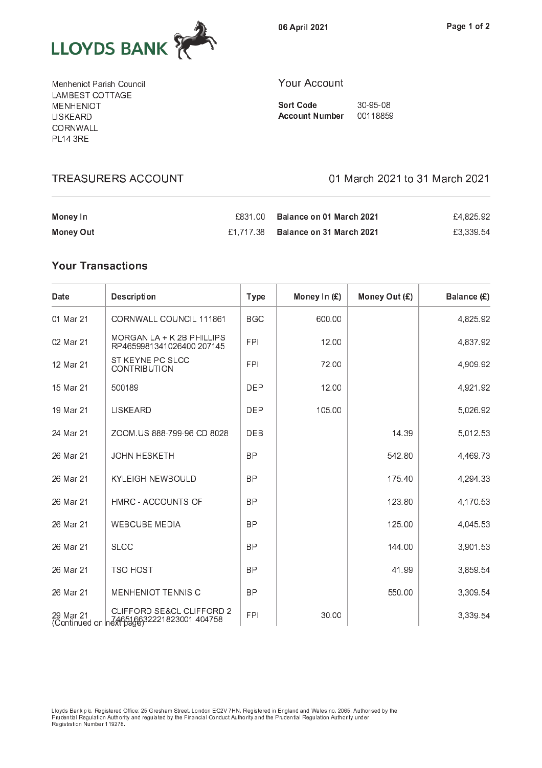LLOYDS BANK

06 April 2021

Menheniot Parish Council
LAMBEST COTTAGE
MENHENIOT
LISKEARD
CORNWALL
PL14 3RE

## Your Account

**Sort Code** 30-95-08
**Account Number** 00118859

## TREASURERS ACCOUNT

01 March 2021 to 31 March 2021

| | | | |
|---|---|---|---|
| **Money In** | £831.00 | **Balance on 01 March 2021** | £4,825.92 |
| **Money Out** | £1,717.38 | **Balance on 31 March 2021** | £3,339.54 |

## Your Transactions

| Date | Description | Type | Money In (£) | Money Out (£) | Balance (£) |
|---|---|---|---|---|---|
| 01 Mar 21 | CORNWALL COUNCIL 111861 | BGC | 600.00 | | 4,825.92 |
| 02 Mar 21 | MORGAN LA + K 2B PHILLIPS RP4659981341026400 207145 | FPI | 12.00 | | 4,837.92 |
| 12 Mar 21 | ST KEYNE PC SLCC CONTRIBUTION | FPI | 72.00 | | 4,909.92 |
| 15 Mar 21 | 500189 | DEP | 12.00 | | 4,921.92 |
| 19 Mar 21 | LISKEARD | DEP | 105.00 | | 5,026.92 |
| 24 Mar 21 | ZOOM.US 888-799-96 CD 8028 | DEB | | 14.39 | 5,012.53 |
| 26 Mar 21 | JOHN HESKETH | BP | | 542.80 | 4,469.73 |
| 26 Mar 21 | KYLEIGH NEWBOULD | BP | | 175.40 | 4,294.33 |
| 26 Mar 21 | HMRC - ACCOUNTS OF | BP | | 123.80 | 4,170.53 |
| 26 Mar 21 | WEBCUBE MEDIA | BP | | 125.00 | 4,045.53 |
| 26 Mar 21 | SLCC | BP | | 144.00 | 3,901.53 |
| 26 Mar 21 | TSO HOST | BP | | 41.99 | 3,859.54 |
| 26 Mar 21 | MENHENIOT TENNIS C | BP | | 550.00 | 3,309.54 |
| 29 Mar 21 | CLIFFORD SE&CL CLIFFORD 2 746516632221823001 404758 | FPI | 30.00 | | 3,339.54 |

(Continued on next page)

Lloyds Bank plc. Registered Office: 25 Gresham Street, London EC2V 7HN. Registered in England and Wales no. 2065. Authorised by the Prudential Regulation Authority and regulated by the Financial Conduct Authority and the Prudential Regulation Authority under Registration Number 119278.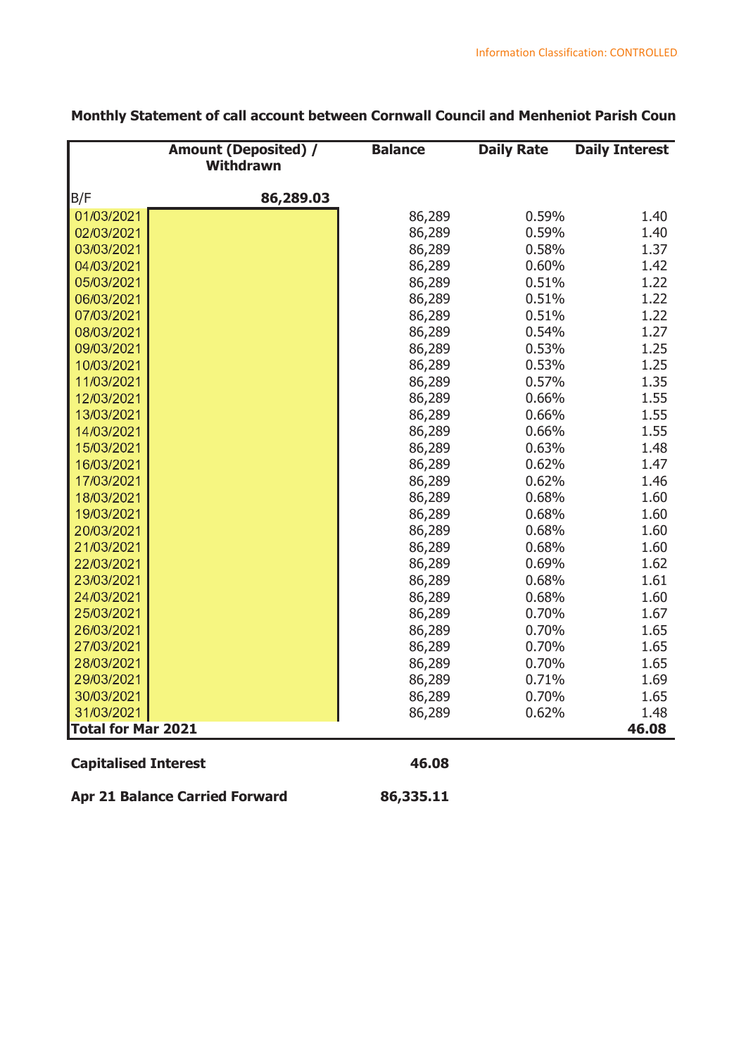Information Classification: CONTROLLED

**Monthly Statement of call account between Cornwall Council and Menheniot Parish Coun**

| | Amount (Deposited) / Withdrawn | Balance | Daily Rate | Daily Interest |
|---|---|---|---|---|
| B/F | **86,289.03** | | | |
| 01/03/2021 | | 86,289 | 0.59% | 1.40 |
| 02/03/2021 | | 86,289 | 0.59% | 1.40 |
| 03/03/2021 | | 86,289 | 0.58% | 1.37 |
| 04/03/2021 | | 86,289 | 0.60% | 1.42 |
| 05/03/2021 | | 86,289 | 0.51% | 1.22 |
| 06/03/2021 | | 86,289 | 0.51% | 1.22 |
| 07/03/2021 | | 86,289 | 0.51% | 1.22 |
| 08/03/2021 | | 86,289 | 0.54% | 1.27 |
| 09/03/2021 | | 86,289 | 0.53% | 1.25 |
| 10/03/2021 | | 86,289 | 0.53% | 1.25 |
| 11/03/2021 | | 86,289 | 0.57% | 1.35 |
| 12/03/2021 | | 86,289 | 0.66% | 1.55 |
| 13/03/2021 | | 86,289 | 0.66% | 1.55 |
| 14/03/2021 | | 86,289 | 0.66% | 1.55 |
| 15/03/2021 | | 86,289 | 0.63% | 1.48 |
| 16/03/2021 | | 86,289 | 0.62% | 1.47 |
| 17/03/2021 | | 86,289 | 0.62% | 1.46 |
| 18/03/2021 | | 86,289 | 0.68% | 1.60 |
| 19/03/2021 | | 86,289 | 0.68% | 1.60 |
| 20/03/2021 | | 86,289 | 0.68% | 1.60 |
| 21/03/2021 | | 86,289 | 0.68% | 1.60 |
| 22/03/2021 | | 86,289 | 0.69% | 1.62 |
| 23/03/2021 | | 86,289 | 0.68% | 1.61 |
| 24/03/2021 | | 86,289 | 0.68% | 1.60 |
| 25/03/2021 | | 86,289 | 0.70% | 1.67 |
| 26/03/2021 | | 86,289 | 0.70% | 1.65 |
| 27/03/2021 | | 86,289 | 0.70% | 1.65 |
| 28/03/2021 | | 86,289 | 0.70% | 1.65 |
| 29/03/2021 | | 86,289 | 0.71% | 1.69 |
| 30/03/2021 | | 86,289 | 0.70% | 1.65 |
| 31/03/2021 | | 86,289 | 0.62% | 1.48 |
| **Total for Mar 2021** | | | | **46.08** |

**Capitalised Interest** **46.08**

**Apr 21 Balance Carried Forward** **86,335.11**